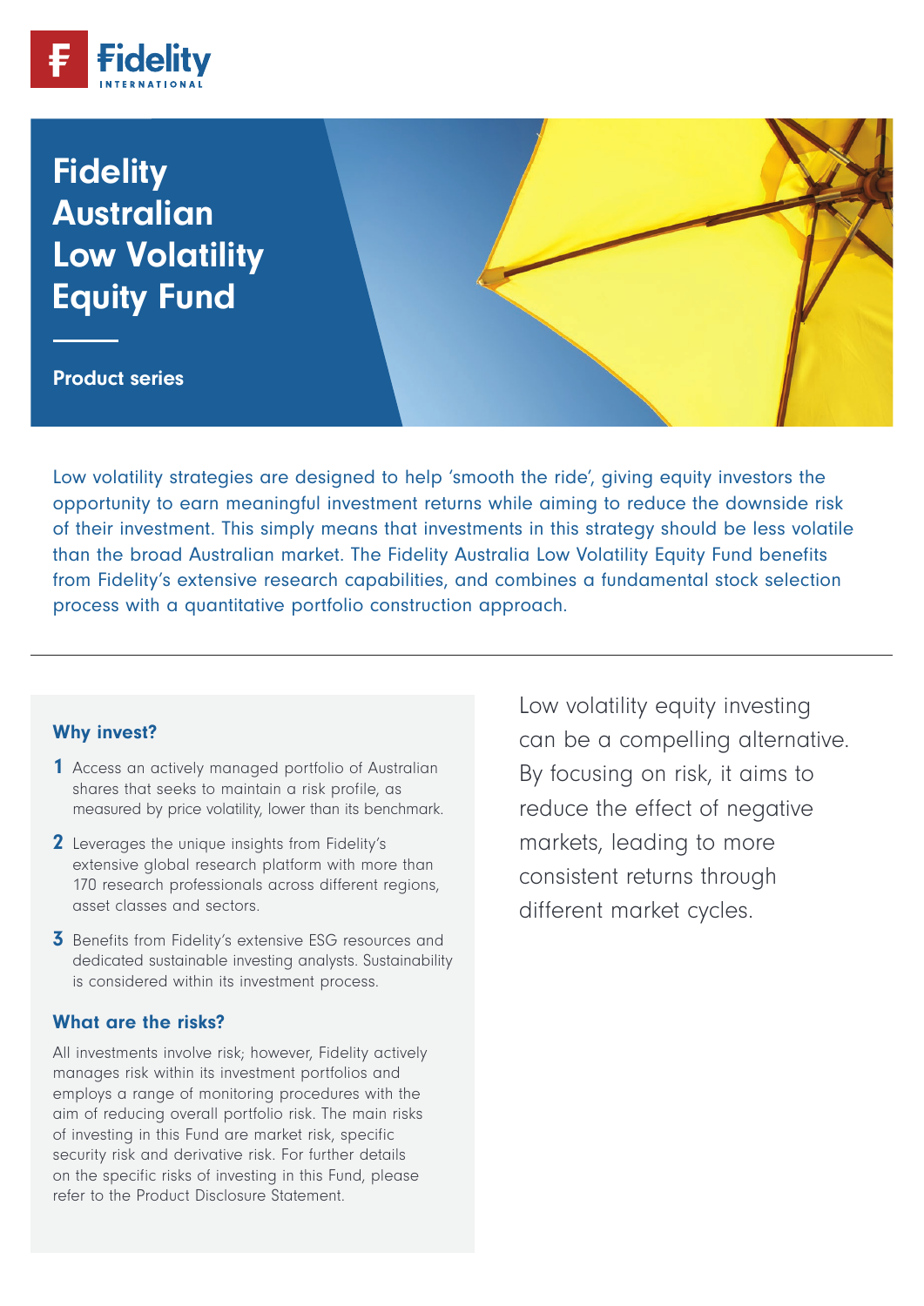# Fidelity Australian Low Volatility Equity Fund

**Product series**

Low volatility strategies are designed to help 'smooth the ride', giving equity investors the opportunity to earn meaningful investment returns while aiming to reduce the downside risk of their investment. This simply means that investments in this strategy should be less volatile than the broad Australian market. The Fidelity Australia Low Volatility Equity Fund benefits from Fidelity's extensive research capabilities, and combines a fundamental stock selection process with a quantitative portfolio construction approach.

---

### Why invest?

1. Access an actively managed portfolio of Australian shares that seeks to maintain a risk profile, as measured by price volatility, lower than its benchmark.
2. Leverages the unique insights from Fidelity's extensive global research platform with more than 170 research professionals across different regions, asset classes and sectors.
3. Benefits from Fidelity's extensive ESG resources and dedicated sustainable investing analysts. Sustainability is considered within its investment process.

### What are the risks?

All investments involve risk; however, Fidelity actively manages risk within its investment portfolios and employs a range of monitoring procedures with the aim of reducing overall portfolio risk. The main risks of investing in this Fund are market risk, specific security risk and derivative risk. For further details on the specific risks of investing in this Fund, please refer to the Product Disclosure Statement.

Low volatility equity investing can be a compelling alternative. By focusing on risk, it aims to reduce the effect of negative markets, leading to more consistent returns through different market cycles.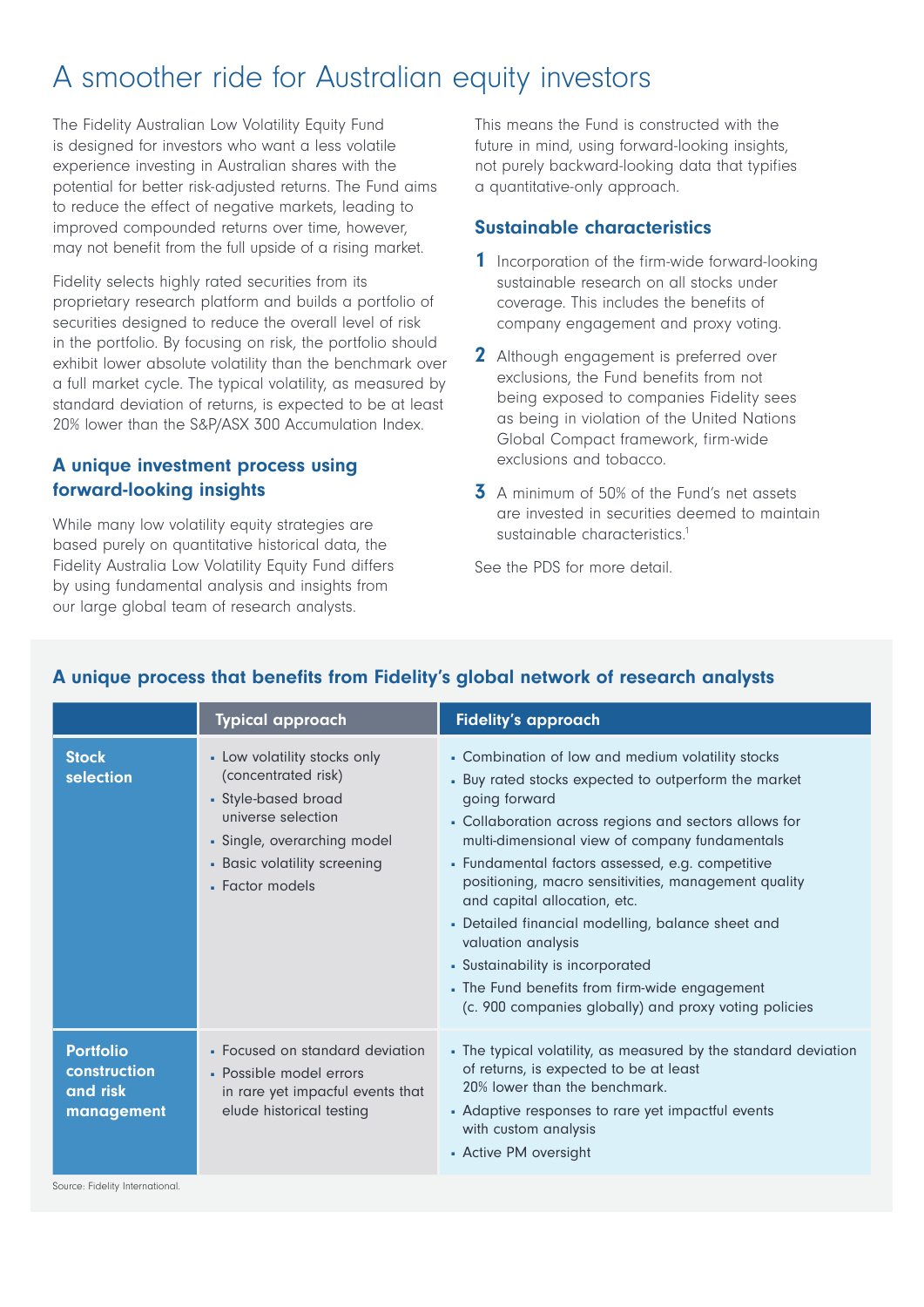# A smoother ride for Australian equity investors

The Fidelity Australian Low Volatility Equity Fund is designed for investors who want a less volatile experience investing in Australian shares with the potential for better risk-adjusted returns. The Fund aims to reduce the effect of negative markets, leading to improved compounded returns over time, however, may not benefit from the full upside of a rising market.

Fidelity selects highly rated securities from its proprietary research platform and builds a portfolio of securities designed to reduce the overall level of risk in the portfolio. By focusing on risk, the portfolio should exhibit lower absolute volatility than the benchmark over a full market cycle. The typical volatility, as measured by standard deviation of returns, is expected to be at least 20% lower than the S&P/ASX 300 Accumulation Index.

## A unique investment process using forward-looking insights

While many low volatility equity strategies are based purely on quantitative historical data, the Fidelity Australia Low Volatility Equity Fund differs by using fundamental analysis and insights from our large global team of research analysts.

This means the Fund is constructed with the future in mind, using forward-looking insights, not purely backward-looking data that typifies a quantitative-only approach.

## Sustainable characteristics

1. Incorporation of the firm-wide forward-looking sustainable research on all stocks under coverage. This includes the benefits of company engagement and proxy voting.
2. Although engagement is preferred over exclusions, the Fund benefits from not being exposed to companies Fidelity sees as being in violation of the United Nations Global Compact framework, firm-wide exclusions and tobacco.
3. A minimum of 50% of the Fund's net assets are invested in securities deemed to maintain sustainable characteristics.[1]

See the PDS for more detail.

## A unique process that benefits from Fidelity's global network of research analysts

| | Typical approach | Fidelity's approach |
|---|---|---|
| **Stock selection** | ▪ Low volatility stocks only (concentrated risk)<br>▪ Style-based broad universe selection<br>▪ Single, overarching model<br>▪ Basic volatility screening<br>▪ Factor models | ▪ Combination of low and medium volatility stocks<br>▪ Buy rated stocks expected to outperform the market going forward<br>▪ Collaboration across regions and sectors allows for multi-dimensional view of company fundamentals<br>▪ Fundamental factors assessed, e.g. competitive positioning, macro sensitivities, management quality and capital allocation, etc.<br>▪ Detailed financial modelling, balance sheet and valuation analysis<br>▪ Sustainability is incorporated<br>▪ The Fund benefits from firm-wide engagement (c. 900 companies globally) and proxy voting policies |
| **Portfolio construction and risk management** | ▪ Focused on standard deviation<br>▪ Possible model errors in rare yet impactful events that elude historical testing | ▪ The typical volatility, as measured by the standard deviation of returns, is expected to be at least 20% lower than the benchmark.<br>▪ Adaptive responses to rare yet impactful events with custom analysis<br>▪ Active PM oversight |

Source: Fidelity International.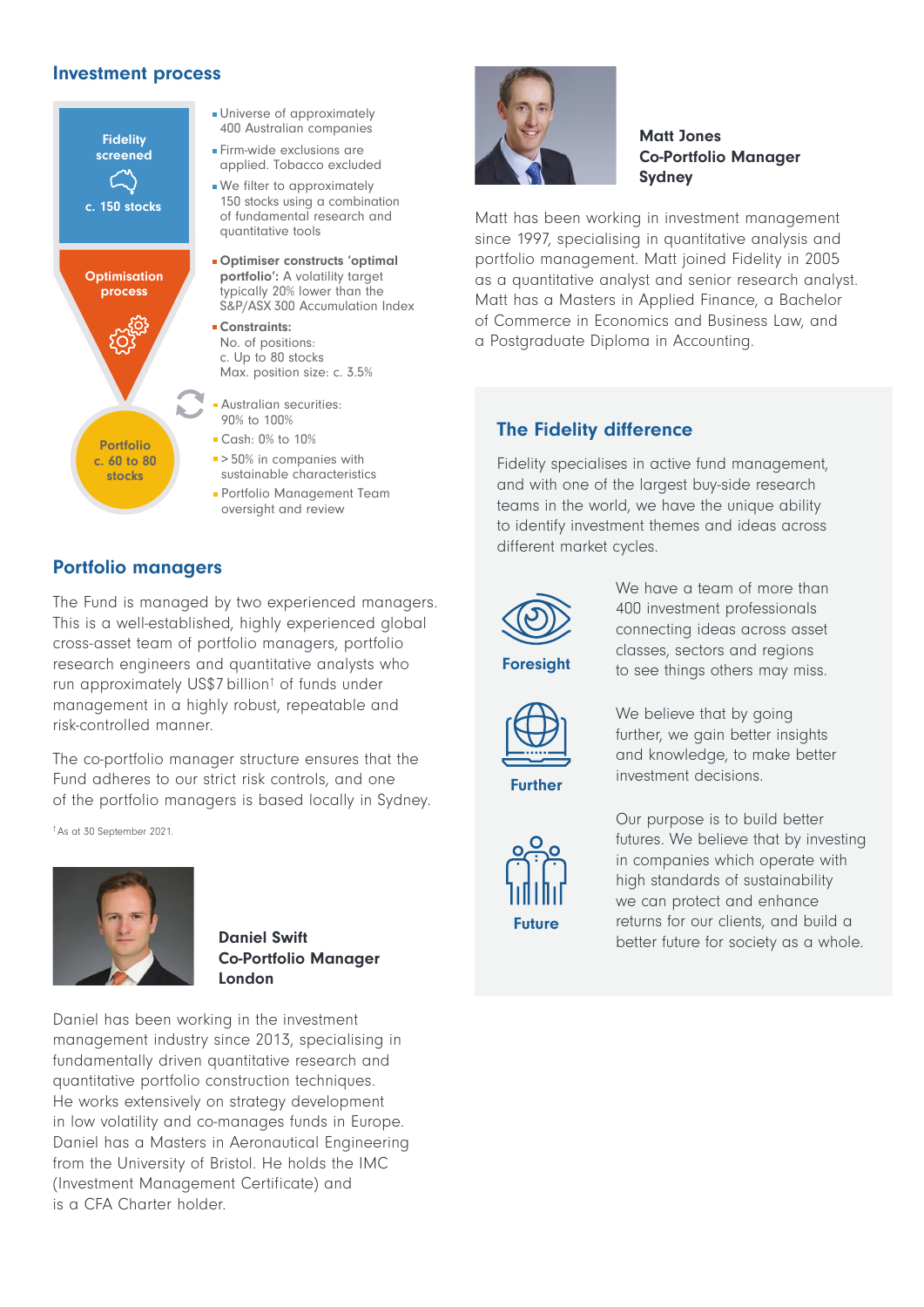## Investment process

**Fidelity screened**

c. 150 stocks

- Universe of approximately 400 Australian companies
- Firm-wide exclusions are applied. Tobacco excluded
- We filter to approximately 150 stocks using a combination of fundamental research and quantitative tools

**Optimisation process**

- **Optimiser constructs 'optimal portfolio':** A volatility target typically 20% lower than the S&P/ASX 300 Accumulation Index
- **Constraints:** No. of positions: c. Up to 80 stocks Max. position size: c. 3.5%

**Portfolio c. 60 to 80 stocks**

- Australian securities: 90% to 100%
- Cash: 0% to 10%
- > 50% in companies with sustainable characteristics
- Portfolio Management Team oversight and review

## Portfolio managers

The Fund is managed by two experienced managers. This is a well-established, highly experienced global cross-asset team of portfolio managers, portfolio research engineers and quantitative analysts who run approximately US$7 billion[†] of funds under management in a highly robust, repeatable and risk-controlled manner.

The co-portfolio manager structure ensures that the Fund adheres to our strict risk controls, and one of the portfolio managers is based locally in Sydney.

[†] As at 30 September 2021.

**Daniel Swift**
**Co-Portfolio Manager**
**London**

Daniel has been working in the investment management industry since 2013, specialising in fundamentally driven quantitative research and quantitative portfolio construction techniques. He works extensively on strategy development in low volatility and co-manages funds in Europe. Daniel has a Masters in Aeronautical Engineering from the University of Bristol. He holds the IMC (Investment Management Certificate) and is a CFA Charter holder.

**Matt Jones**
**Co-Portfolio Manager**
**Sydney**

Matt has been working in investment management since 1997, specialising in quantitative analysis and portfolio management. Matt joined Fidelity in 2005 as a quantitative analyst and senior research analyst. Matt has a Masters in Applied Finance, a Bachelor of Commerce in Economics and Business Law, and a Postgraduate Diploma in Accounting.

## The Fidelity difference

Fidelity specialises in active fund management, and with one of the largest buy-side research teams in the world, we have the unique ability to identify investment themes and ideas across different market cycles.

**Foresight**

We have a team of more than 400 investment professionals connecting ideas across asset classes, sectors and regions to see things others may miss.

**Further**

We believe that by going further, we gain better insights and knowledge, to make better investment decisions.

**Future**

Our purpose is to build better futures. We believe that by investing in companies which operate with high standards of sustainability we can protect and enhance returns for our clients, and build a better future for society as a whole.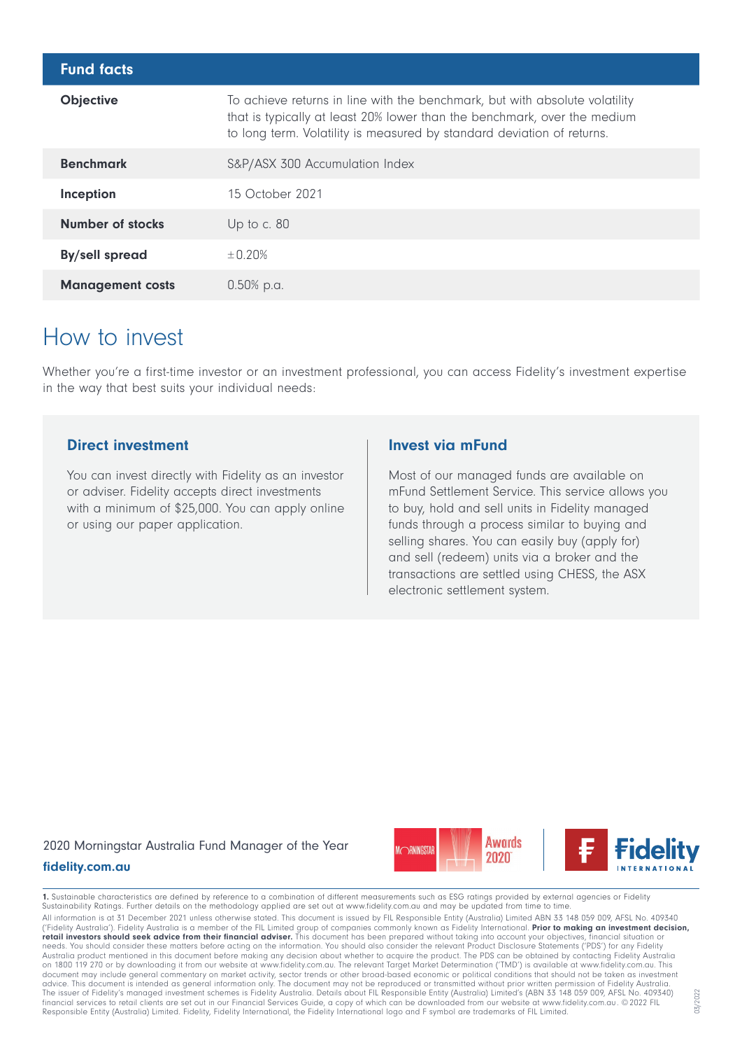## Fund facts

| | |
|---|---|
| **Objective** | To achieve returns in line with the benchmark, but with absolute volatility that is typically at least 20% lower than the benchmark, over the medium to long term. Volatility is measured by standard deviation of returns. |
| **Benchmark** | S&P/ASX 300 Accumulation Index |
| **Inception** | 15 October 2021 |
| **Number of stocks** | Up to c. 80 |
| **By/sell spread** | ±0.20% |
| **Management costs** | 0.50% p.a. |

# How to invest

Whether you're a first-time investor or an investment professional, you can access Fidelity's investment expertise in the way that best suits your individual needs:

### Direct investment

You can invest directly with Fidelity as an investor or adviser. Fidelity accepts direct investments with a minimum of $25,000. You can apply online or using our paper application.

### Invest via mFund

Most of our managed funds are available on mFund Settlement Service. This service allows you to buy, hold and sell units in Fidelity managed funds through a process similar to buying and selling shares. You can easily buy (apply for) and sell (redeem) units via a broker and the transactions are settled using CHESS, the ASX electronic settlement system.

2020 Morningstar Australia Fund Manager of the Year

**fidelity.com.au**

**1.** Sustainable characteristics are defined by reference to a combination of different measurements such as ESG ratings provided by external agencies or Fidelity Sustainability Ratings. Further details on the methodology applied are set out at www.fidelity.com.au and may be updated from time to time.

All information is at 31 December 2021 unless otherwise stated. This document is issued by FIL Responsible Entity (Australia) Limited ABN 33 148 059 009, AFSL No. 409340 ('Fidelity Australia'). Fidelity Australia is a member of the FIL Limited group of companies commonly known as Fidelity International. **Prior to making an investment decision, retail investors should seek advice from their financial adviser.** This document has been prepared without taking into account your objectives, financial situation or needs. You should consider these matters before acting on the information. You should also consider the relevant Product Disclosure Statements ('PDS') for any Fidelity Australia product mentioned in this document before making any decision about whether to acquire the product. The PDS can be obtained by contacting Fidelity Australia on 1800 119 270 or by downloading it from our website at www.fidelity.com.au. The relevant Target Market Determination ('TMD') is available at www.fidelity.com.au. This document may include general commentary on market activity, sector trends or other broad-based economic or political conditions that should not be taken as investment advice. This document is intended as general information only. The document may not be reproduced or transmitted without prior written permission of Fidelity Australia. The issuer of Fidelity's managed investment schemes is Fidelity Australia. Details about FIL Responsible Entity (Australia) Limited's (ABN 33 148 059 009, AFSL No. 409340) financial services to retail clients are set out in our Financial Services Guide, a copy of which can be downloaded from our website at www.fidelity.com.au. © 2022 FIL Responsible Entity (Australia) Limited. Fidelity, Fidelity International, the Fidelity International logo and F symbol are trademarks of FIL Limited.

03/2022